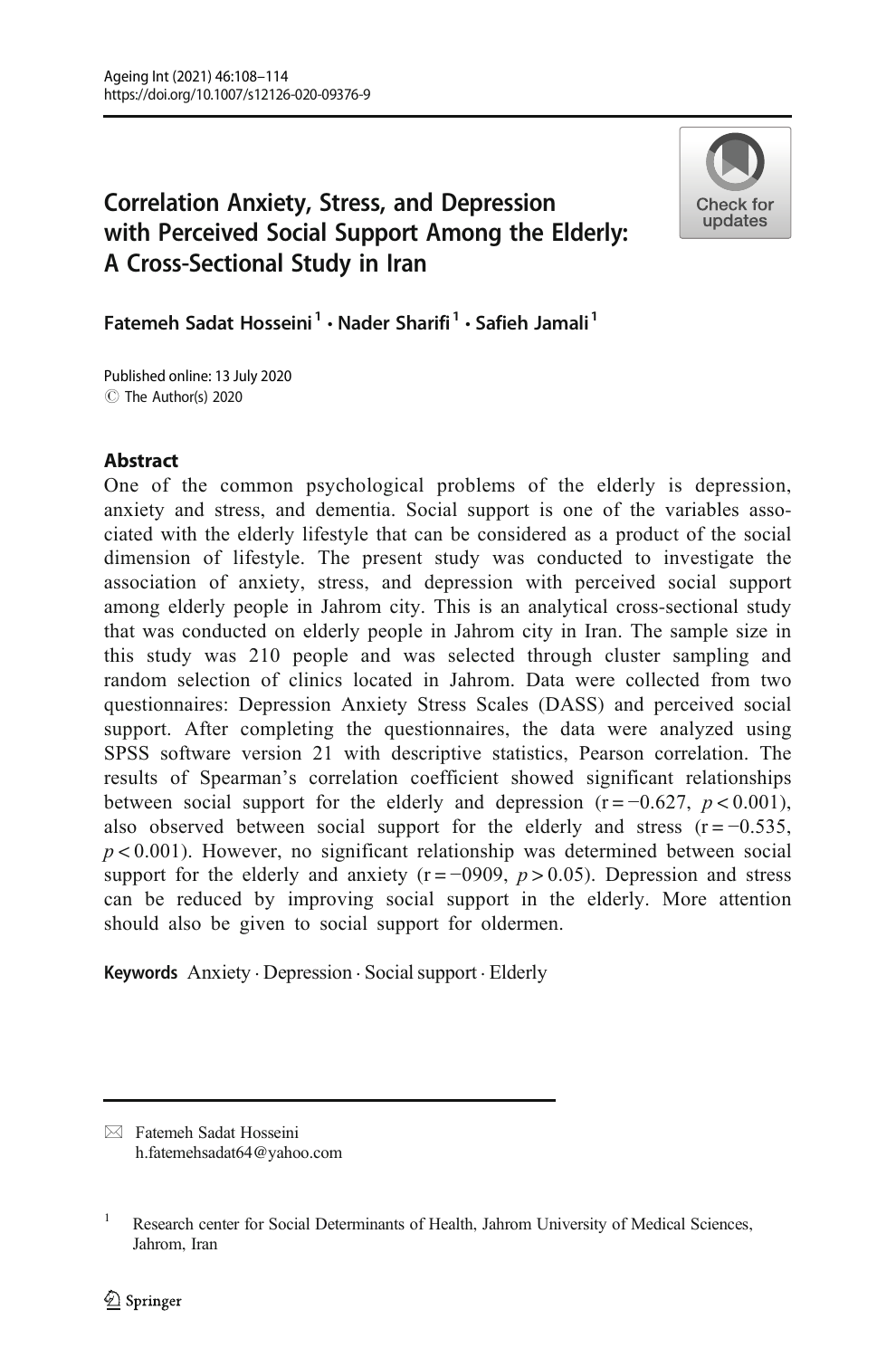# Correlation Anxiety, Stress, and Depression with Perceived Social Support Among the Elderly: A Cross-Sectional Study in Iran

**Fatemeh Sadat Hosseini**[1] · **Nader Sharifi**[1] · **Safieh Jamali**[1]

Published online: 13 July 2020
© The Author(s) 2020

## Abstract

One of the common psychological problems of the elderly is depression, anxiety and stress, and dementia. Social support is one of the variables associated with the elderly lifestyle that can be considered as a product of the social dimension of lifestyle. The present study was conducted to investigate the association of anxiety, stress, and depression with perceived social support among elderly people in Jahrom city. This is an analytical cross-sectional study that was conducted on elderly people in Jahrom city in Iran. The sample size in this study was 210 people and was selected through cluster sampling and random selection of clinics located in Jahrom. Data were collected from two questionnaires: Depression Anxiety Stress Scales (DASS) and perceived social support. After completing the questionnaires, the data were analyzed using SPSS software version 21 with descriptive statistics, Pearson correlation. The results of Spearman's correlation coefficient showed significant relationships between social support for the elderly and depression ($r = -0.627$, $p < 0.001$), also observed between social support for the elderly and stress ($r = -0.535$, $p < 0.001$). However, no significant relationship was determined between social support for the elderly and anxiety ($r = -0909$, $p > 0.05$). Depression and stress can be reduced by improving social support in the elderly. More attention should also be given to social support for oldermen.

**Keywords** Anxiety · Depression · Social support · Elderly

---

✉ Fatemeh Sadat Hosseini
h.fatemehsadat64@yahoo.com

[1] Research center for Social Determinants of Health, Jahrom University of Medical Sciences, Jahrom, Iran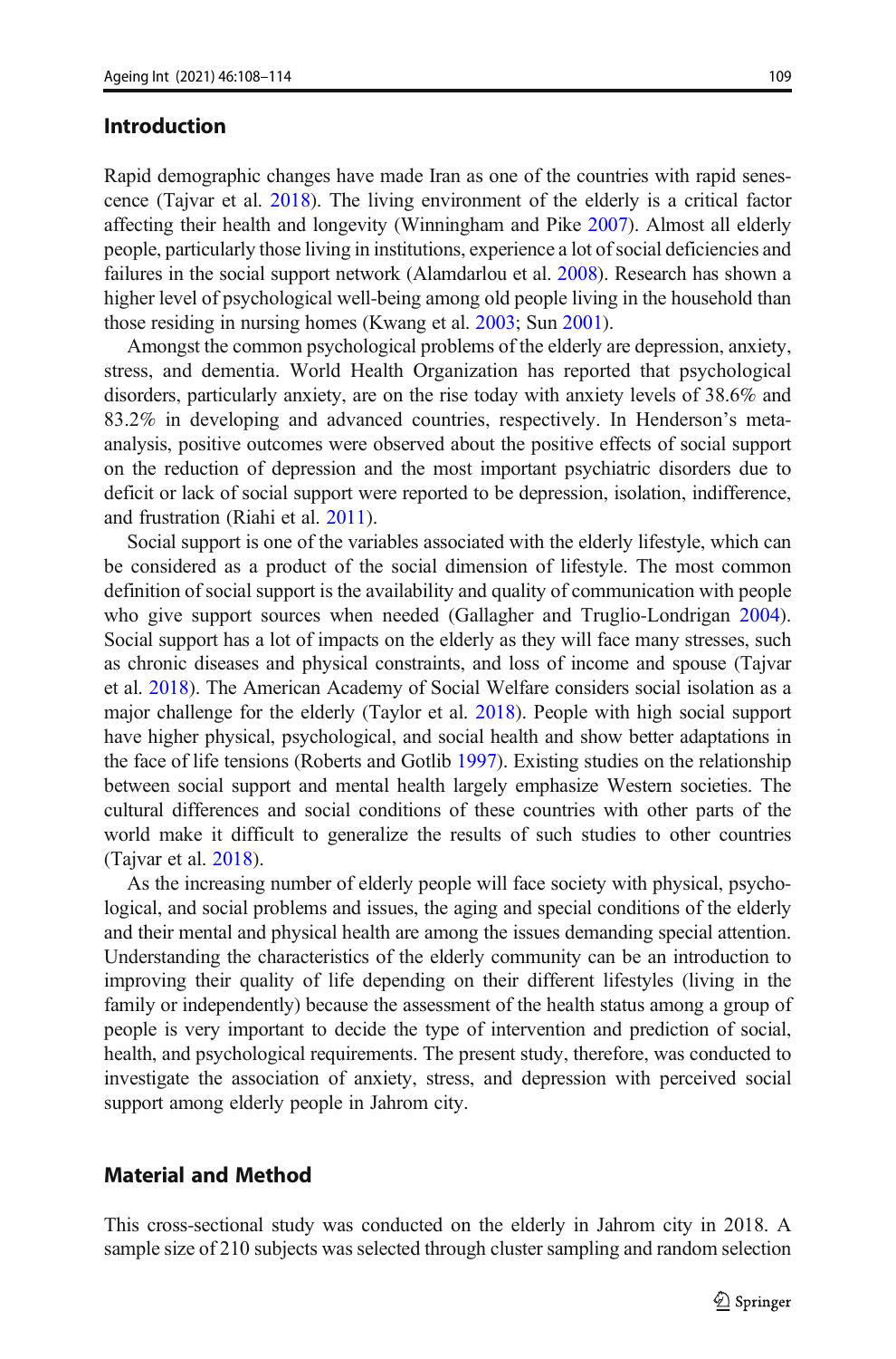## Introduction

Rapid demographic changes have made Iran as one of the countries with rapid senescence (Tajvar et al. 2018). The living environment of the elderly is a critical factor affecting their health and longevity (Winningham and Pike 2007). Almost all elderly people, particularly those living in institutions, experience a lot of social deficiencies and failures in the social support network (Alamdarlou et al. 2008). Research has shown a higher level of psychological well-being among old people living in the household than those residing in nursing homes (Kwang et al. 2003; Sun 2001).

Amongst the common psychological problems of the elderly are depression, anxiety, stress, and dementia. World Health Organization has reported that psychological disorders, particularly anxiety, are on the rise today with anxiety levels of 38.6% and 83.2% in developing and advanced countries, respectively. In Henderson's meta-analysis, positive outcomes were observed about the positive effects of social support on the reduction of depression and the most important psychiatric disorders due to deficit or lack of social support were reported to be depression, isolation, indifference, and frustration (Riahi et al. 2011).

Social support is one of the variables associated with the elderly lifestyle, which can be considered as a product of the social dimension of lifestyle. The most common definition of social support is the availability and quality of communication with people who give support sources when needed (Gallagher and Truglio-Londrigan 2004). Social support has a lot of impacts on the elderly as they will face many stresses, such as chronic diseases and physical constraints, and loss of income and spouse (Tajvar et al. 2018). The American Academy of Social Welfare considers social isolation as a major challenge for the elderly (Taylor et al. 2018). People with high social support have higher physical, psychological, and social health and show better adaptations in the face of life tensions (Roberts and Gotlib 1997). Existing studies on the relationship between social support and mental health largely emphasize Western societies. The cultural differences and social conditions of these countries with other parts of the world make it difficult to generalize the results of such studies to other countries (Tajvar et al. 2018).

As the increasing number of elderly people will face society with physical, psychological, and social problems and issues, the aging and special conditions of the elderly and their mental and physical health are among the issues demanding special attention. Understanding the characteristics of the elderly community can be an introduction to improving their quality of life depending on their different lifestyles (living in the family or independently) because the assessment of the health status among a group of people is very important to decide the type of intervention and prediction of social, health, and psychological requirements. The present study, therefore, was conducted to investigate the association of anxiety, stress, and depression with perceived social support among elderly people in Jahrom city.

## Material and Method

This cross-sectional study was conducted on the elderly in Jahrom city in 2018. A sample size of 210 subjects was selected through cluster sampling and random selection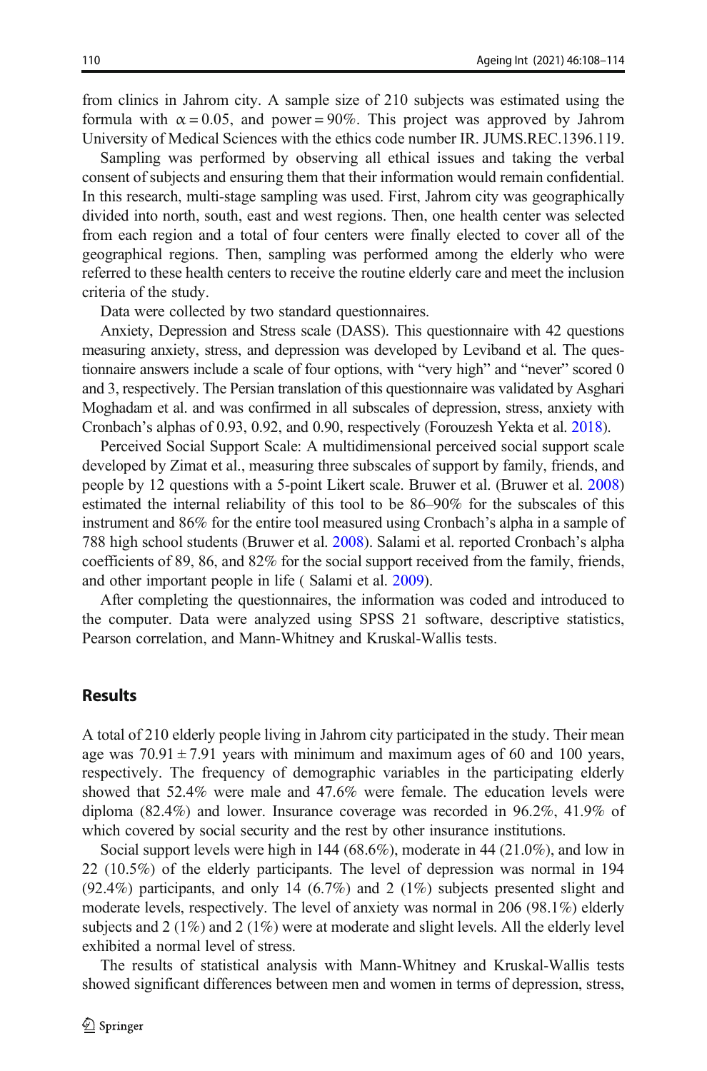from clinics in Jahrom city. A sample size of 210 subjects was estimated using the formula with $\alpha = 0.05$, and power = 90%. This project was approved by Jahrom University of Medical Sciences with the ethics code number IR. JUMS.REC.1396.119.

Sampling was performed by observing all ethical issues and taking the verbal consent of subjects and ensuring them that their information would remain confidential. In this research, multi-stage sampling was used. First, Jahrom city was geographically divided into north, south, east and west regions. Then, one health center was selected from each region and a total of four centers were finally elected to cover all of the geographical regions. Then, sampling was performed among the elderly who were referred to these health centers to receive the routine elderly care and meet the inclusion criteria of the study.

Data were collected by two standard questionnaires.

Anxiety, Depression and Stress scale (DASS). This questionnaire with 42 questions measuring anxiety, stress, and depression was developed by Leviband et al. The questionnaire answers include a scale of four options, with "very high" and "never" scored 0 and 3, respectively. The Persian translation of this questionnaire was validated by Asghari Moghadam et al. and was confirmed in all subscales of depression, stress, anxiety with Cronbach's alphas of 0.93, 0.92, and 0.90, respectively (Forouzesh Yekta et al. 2018).

Perceived Social Support Scale: A multidimensional perceived social support scale developed by Zimat et al., measuring three subscales of support by family, friends, and people by 12 questions with a 5-point Likert scale. Bruwer et al. (Bruwer et al. 2008) estimated the internal reliability of this tool to be 86–90% for the subscales of this instrument and 86% for the entire tool measured using Cronbach's alpha in a sample of 788 high school students (Bruwer et al. 2008). Salami et al. reported Cronbach's alpha coefficients of 89, 86, and 82% for the social support received from the family, friends, and other important people in life ( Salami et al. 2009).

After completing the questionnaires, the information was coded and introduced to the computer. Data were analyzed using SPSS 21 software, descriptive statistics, Pearson correlation, and Mann-Whitney and Kruskal-Wallis tests.

## Results

A total of 210 elderly people living in Jahrom city participated in the study. Their mean age was $70.91 \pm 7.91$ years with minimum and maximum ages of 60 and 100 years, respectively. The frequency of demographic variables in the participating elderly showed that 52.4% were male and 47.6% were female. The education levels were diploma (82.4%) and lower. Insurance coverage was recorded in 96.2%, 41.9% of which covered by social security and the rest by other insurance institutions.

Social support levels were high in 144 (68.6%), moderate in 44 (21.0%), and low in 22 (10.5%) of the elderly participants. The level of depression was normal in 194 (92.4%) participants, and only 14 (6.7%) and 2 (1%) subjects presented slight and moderate levels, respectively. The level of anxiety was normal in 206 (98.1%) elderly subjects and 2 (1%) and 2 (1%) were at moderate and slight levels. All the elderly level exhibited a normal level of stress.

The results of statistical analysis with Mann-Whitney and Kruskal-Wallis tests showed significant differences between men and women in terms of depression, stress,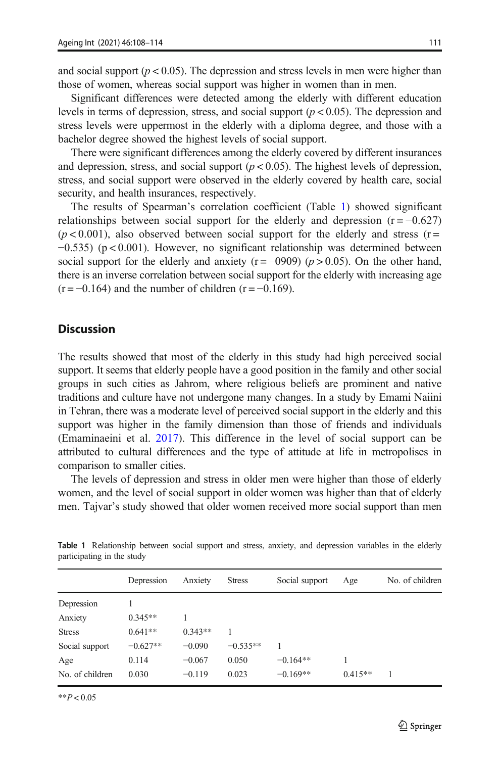and social support ($p < 0.05$). The depression and stress levels in men were higher than those of women, whereas social support was higher in women than in men.

Significant differences were detected among the elderly with different education levels in terms of depression, stress, and social support ($p < 0.05$). The depression and stress levels were uppermost in the elderly with a diploma degree, and those with a bachelor degree showed the highest levels of social support.

There were significant differences among the elderly covered by different insurances and depression, stress, and social support ($p < 0.05$). The highest levels of depression, stress, and social support were observed in the elderly covered by health care, social security, and health insurances, respectively.

The results of Spearman's correlation coefficient (Table 1) showed significant relationships between social support for the elderly and depression ($r = -0.627$) ($p < 0.001$), also observed between social support for the elderly and stress ($r = -0.535$) ($p < 0.001$). However, no significant relationship was determined between social support for the elderly and anxiety ($r = -0909$) ($p > 0.05$). On the other hand, there is an inverse correlation between social support for the elderly with increasing age ($r = -0.164$) and the number of children ($r = -0.169$).

## Discussion

The results showed that most of the elderly in this study had high perceived social support. It seems that elderly people have a good position in the family and other social groups in such cities as Jahrom, where religious beliefs are prominent and native traditions and culture have not undergone many changes. In a study by Emami Naiini in Tehran, there was a moderate level of perceived social support in the elderly and this support was higher in the family dimension than those of friends and individuals (Emaminaeini et al. 2017). This difference in the level of social support can be attributed to cultural differences and the type of attitude at life in metropolises in comparison to smaller cities.

The levels of depression and stress in older men were higher than those of elderly women, and the level of social support in older women was higher than that of elderly men. Tajvar's study showed that older women received more social support than men

**Table 1** Relationship between social support and stress, anxiety, and depression variables in the elderly participating in the study

| | Depression | Anxiety | Stress | Social support | Age | No. of children |
|---|---|---|---|---|---|---|
| Depression | 1 | | | | | |
| Anxiety | 0.345** | 1 | | | | |
| Stress | 0.641** | 0.343** | 1 | | | |
| Social support | −0.627** | −0.090 | −0.535** | 1 | | |
| Age | 0.114 | −0.067 | 0.050 | −0.164** | 1 | |
| No. of children | 0.030 | −0.119 | 0.023 | −0.169** | 0.415** | 1 |

**$P < 0.05$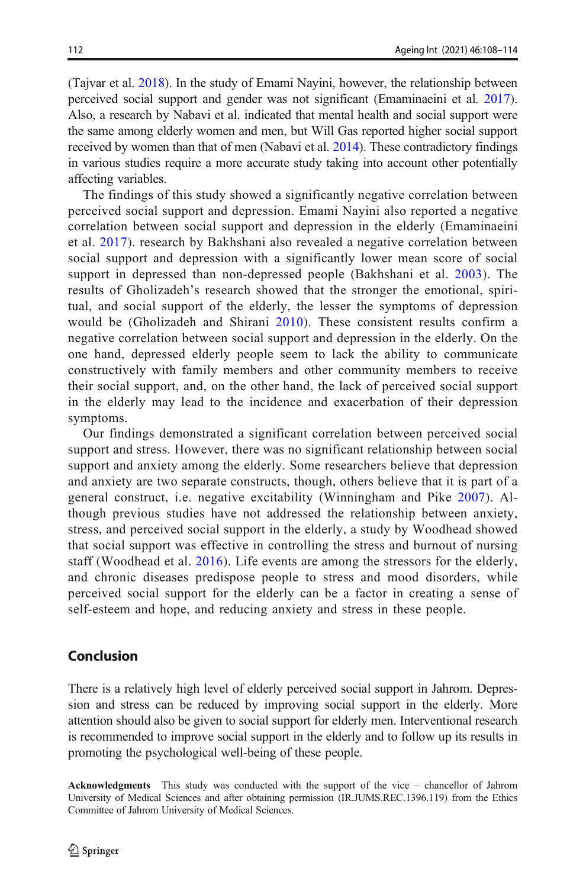(Tajvar et al. 2018). In the study of Emami Nayini, however, the relationship between perceived social support and gender was not significant (Emaminaeini et al. 2017). Also, a research by Nabavi et al. indicated that mental health and social support were the same among elderly women and men, but Will Gas reported higher social support received by women than that of men (Nabavi et al. 2014). These contradictory findings in various studies require a more accurate study taking into account other potentially affecting variables.

The findings of this study showed a significantly negative correlation between perceived social support and depression. Emami Nayini also reported a negative correlation between social support and depression in the elderly (Emaminaeini et al. 2017). research by Bakhshani also revealed a negative correlation between social support and depression with a significantly lower mean score of social support in depressed than non-depressed people (Bakhshani et al. 2003). The results of Gholizadeh's research showed that the stronger the emotional, spiritual, and social support of the elderly, the lesser the symptoms of depression would be (Gholizadeh and Shirani 2010). These consistent results confirm a negative correlation between social support and depression in the elderly. On the one hand, depressed elderly people seem to lack the ability to communicate constructively with family members and other community members to receive their social support, and, on the other hand, the lack of perceived social support in the elderly may lead to the incidence and exacerbation of their depression symptoms.

Our findings demonstrated a significant correlation between perceived social support and stress. However, there was no significant relationship between social support and anxiety among the elderly. Some researchers believe that depression and anxiety are two separate constructs, though, others believe that it is part of a general construct, i.e. negative excitability (Winningham and Pike 2007). Although previous studies have not addressed the relationship between anxiety, stress, and perceived social support in the elderly, a study by Woodhead showed that social support was effective in controlling the stress and burnout of nursing staff (Woodhead et al. 2016). Life events are among the stressors for the elderly, and chronic diseases predispose people to stress and mood disorders, while perceived social support for the elderly can be a factor in creating a sense of self-esteem and hope, and reducing anxiety and stress in these people.

## Conclusion

There is a relatively high level of elderly perceived social support in Jahrom. Depression and stress can be reduced by improving social support in the elderly. More attention should also be given to social support for elderly men. Interventional research is recommended to improve social support in the elderly and to follow up its results in promoting the psychological well-being of these people.

**Acknowledgments** This study was conducted with the support of the vice – chancellor of Jahrom University of Medical Sciences and after obtaining permission (IR.JUMS.REC.1396.119) from the Ethics Committee of Jahrom University of Medical Sciences.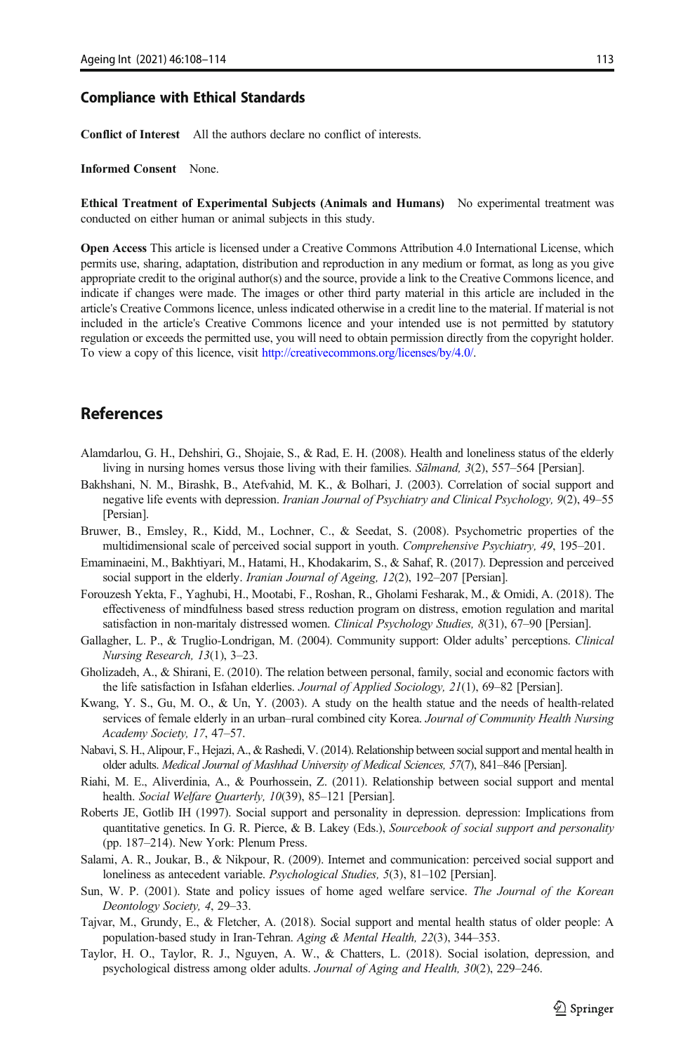### Compliance with Ethical Standards

**Conflict of Interest** All the authors declare no conflict of interests.

**Informed Consent** None.

**Ethical Treatment of Experimental Subjects (Animals and Humans)** No experimental treatment was conducted on either human or animal subjects in this study.

**Open Access** This article is licensed under a Creative Commons Attribution 4.0 International License, which permits use, sharing, adaptation, distribution and reproduction in any medium or format, as long as you give appropriate credit to the original author(s) and the source, provide a link to the Creative Commons licence, and indicate if changes were made. The images or other third party material in this article are included in the article's Creative Commons licence, unless indicated otherwise in a credit line to the material. If material is not included in the article's Creative Commons licence and your intended use is not permitted by statutory regulation or exceeds the permitted use, you will need to obtain permission directly from the copyright holder. To view a copy of this licence, visit http://creativecommons.org/licenses/by/4.0/.

## References

Alamdarlou, G. H., Dehshiri, G., Shojaie, S., & Rad, E. H. (2008). Health and loneliness status of the elderly living in nursing homes versus those living with their families. *Sālmand, 3*(2), 557–564 [Persian].

Bakhshani, N. M., Birashk, B., Atefvahid, M. K., & Bolhari, J. (2003). Correlation of social support and negative life events with depression. *Iranian Journal of Psychiatry and Clinical Psychology, 9*(2), 49–55 [Persian].

Bruwer, B., Emsley, R., Kidd, M., Lochner, C., & Seedat, S. (2008). Psychometric properties of the multidimensional scale of perceived social support in youth. *Comprehensive Psychiatry, 49*, 195–201.

Emaminaeini, M., Bakhtiyari, M., Hatami, H., Khodakarim, S., & Sahaf, R. (2017). Depression and perceived social support in the elderly. *Iranian Journal of Ageing, 12*(2), 192–207 [Persian].

Forouzesh Yekta, F., Yaghubi, H., Mootabi, F., Roshan, R., Gholami Fesharak, M., & Omidi, A. (2018). The effectiveness of mindfulness based stress reduction program on distress, emotion regulation and marital satisfaction in non-maritaly distressed women. *Clinical Psychology Studies, 8*(31), 67–90 [Persian].

Gallagher, L. P., & Truglio-Londrigan, M. (2004). Community support: Older adults' perceptions. *Clinical Nursing Research, 13*(1), 3–23.

Gholizadeh, A., & Shirani, E. (2010). The relation between personal, family, social and economic factors with the life satisfaction in Isfahan elderlies. *Journal of Applied Sociology, 21*(1), 69–82 [Persian].

Kwang, Y. S., Gu, M. O., & Un, Y. (2003). A study on the health statue and the needs of health-related services of female elderly in an urban–rural combined city Korea. *Journal of Community Health Nursing Academy Society, 17*, 47–57.

Nabavi, S. H., Alipour, F., Hejazi, A., & Rashedi, V. (2014). Relationship between social support and mental health in older adults. *Medical Journal of Mashhad University of Medical Sciences, 57*(7), 841–846 [Persian].

Riahi, M. E., Aliverdinia, A., & Pourhossein, Z. (2011). Relationship between social support and mental health. *Social Welfare Quarterly, 10*(39), 85–121 [Persian].

Roberts JE, Gotlib IH (1997). Social support and personality in depression. depression: Implications from quantitative genetics. In G. R. Pierce, & B. Lakey (Eds.), *Sourcebook of social support and personality* (pp. 187–214). New York: Plenum Press.

Salami, A. R., Joukar, B., & Nikpour, R. (2009). Internet and communication: perceived social support and loneliness as antecedent variable. *Psychological Studies, 5*(3), 81–102 [Persian].

Sun, W. P. (2001). State and policy issues of home aged welfare service. *The Journal of the Korean Deontology Society, 4*, 29–33.

Tajvar, M., Grundy, E., & Fletcher, A. (2018). Social support and mental health status of older people: A population-based study in Iran-Tehran. *Aging & Mental Health, 22*(3), 344–353.

Taylor, H. O., Taylor, R. J., Nguyen, A. W., & Chatters, L. (2018). Social isolation, depression, and psychological distress among older adults. *Journal of Aging and Health, 30*(2), 229–246.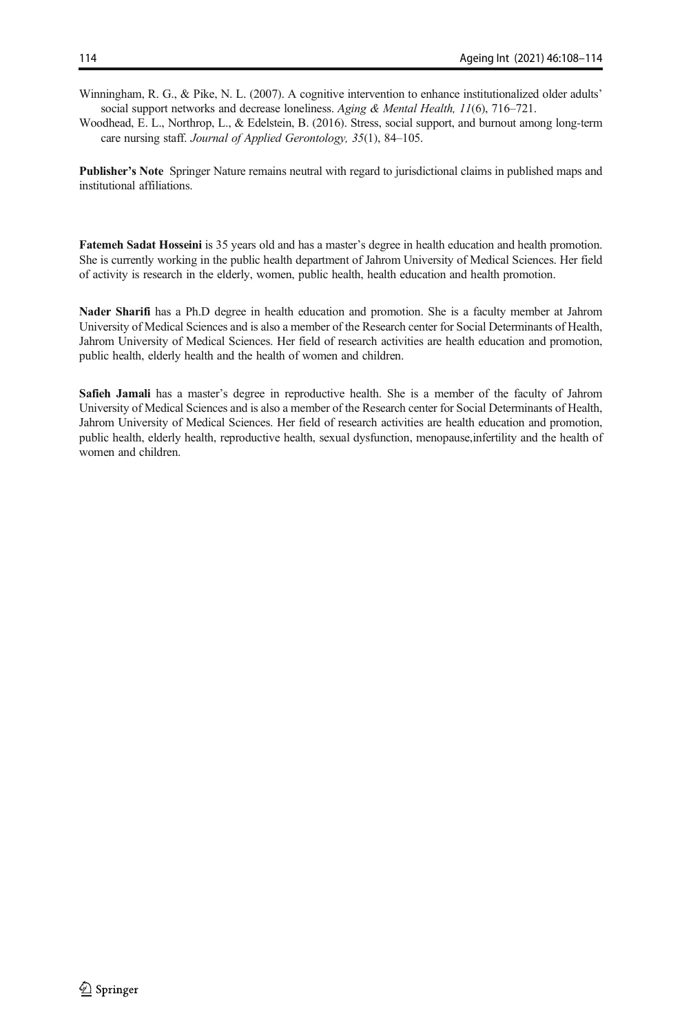Winningham, R. G., & Pike, N. L. (2007). A cognitive intervention to enhance institutionalized older adults' social support networks and decrease loneliness. *Aging & Mental Health, 11*(6), 716–721.

Woodhead, E. L., Northrop, L., & Edelstein, B. (2016). Stress, social support, and burnout among long-term care nursing staff. *Journal of Applied Gerontology, 35*(1), 84–105.

**Publisher's Note** Springer Nature remains neutral with regard to jurisdictional claims in published maps and institutional affiliations.

**Fatemeh Sadat Hosseini** is 35 years old and has a master's degree in health education and health promotion. She is currently working in the public health department of Jahrom University of Medical Sciences. Her field of activity is research in the elderly, women, public health, health education and health promotion.

**Nader Sharifi** has a Ph.D degree in health education and promotion. She is a faculty member at Jahrom University of Medical Sciences and is also a member of the Research center for Social Determinants of Health, Jahrom University of Medical Sciences. Her field of research activities are health education and promotion, public health, elderly health and the health of women and children.

**Safieh Jamali** has a master's degree in reproductive health. She is a member of the faculty of Jahrom University of Medical Sciences and is also a member of the Research center for Social Determinants of Health, Jahrom University of Medical Sciences. Her field of research activities are health education and promotion, public health, elderly health, reproductive health, sexual dysfunction, menopause,infertility and the health of women and children.